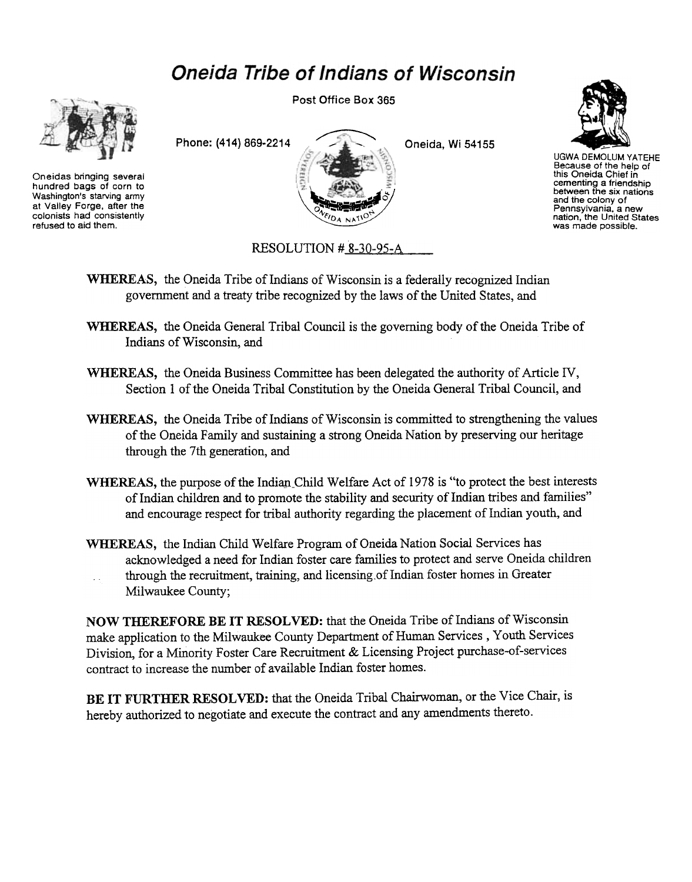# Oneida Tribe of Indians of Wisconsin

Post Office Box 365

Phone: (414) 869-2214 Oneida, Wi 54155

Oneidas bringing several hundred bags of corn to Washington's starving army at Valley Forge, after the colonists had consistently refused to aid them.

UGWA DEMOLUM YATEHE Because of the help of this Oneida Chief in cementing a friendship between the six nations and the colony of Pennsylvania, a new nation, the United States was made possible.

RESOLUTION # 8-30-95-A

**WHEREAS,** the Oneida Tribe of Indians of Wisconsin is a federally recognized Indian government and a treaty tribe recognized by the laws of the United States, and

**WHEREAS,** the Oneida General Tribal Council is the governing body of the Oneida Tribe of Indians of Wisconsin, and

**WHEREAS,** the Oneida Business Committee has been delegated the authority of Article IV, Section 1 of the Oneida Tribal Constitution by the Oneida General Tribal Council, and

**WHEREAS,** the Oneida Tribe of Indians of Wisconsin is committed to strengthening the values of the Oneida Family and sustaining a strong Oneida Nation by preserving our heritage through the 7th generation, and

**WHEREAS,** the purpose of the Indian Child Welfare Act of 1978 is "to protect the best interests of Indian children and to promote the stability and security of Indian tribes and families" and encourage respect for tribal authority regarding the placement of Indian youth, and

**WHEREAS,** the Indian Child Welfare Program of Oneida Nation Social Services has acknowledged a need for Indian foster care families to protect and serve Oneida children through the recruitment, training, and licensing of Indian foster homes in Greater Milwaukee County;

**NOW THEREFORE BE IT RESOLVED:** that the Oneida Tribe of Indians of Wisconsin make application to the Milwaukee County Department of Human Services , Youth Services Division, for a Minority Foster Care Recruitment & Licensing Project purchase-of-services contract to increase the number of available Indian foster homes.

**BE IT FURTHER RESOLVED:** that the Oneida Tribal Chairwoman, or the Vice Chair, is hereby authorized to negotiate and execute the contract and any amendments thereto.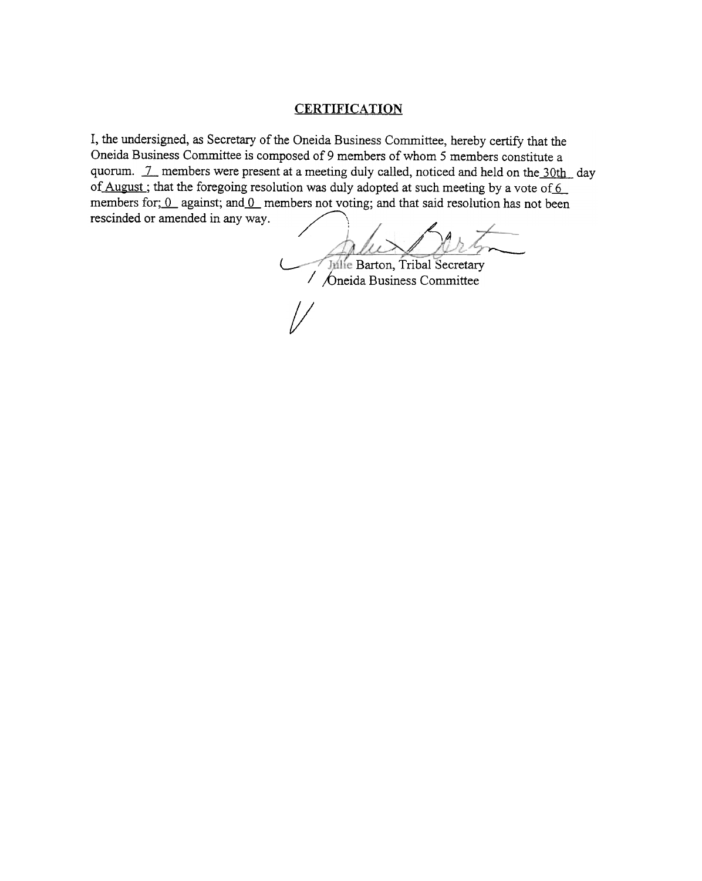## CERTIFICATION

I, the undersigned, as Secretary of the Oneida Business Committee, hereby certify that the Oneida Business Committee is composed of 9 members of whom 5 members constitute a quorum. 7 members were present at a meeting duly called, noticed and held on the 30th day of August; that the foregoing resolution was duly adopted at such meeting by a vote of 6 members for; 0 against; and 0 members not voting; and that said resolution has not been rescinded or amended in any way.

Julie Barton, Tribal Secretary
Oneida Business Committee